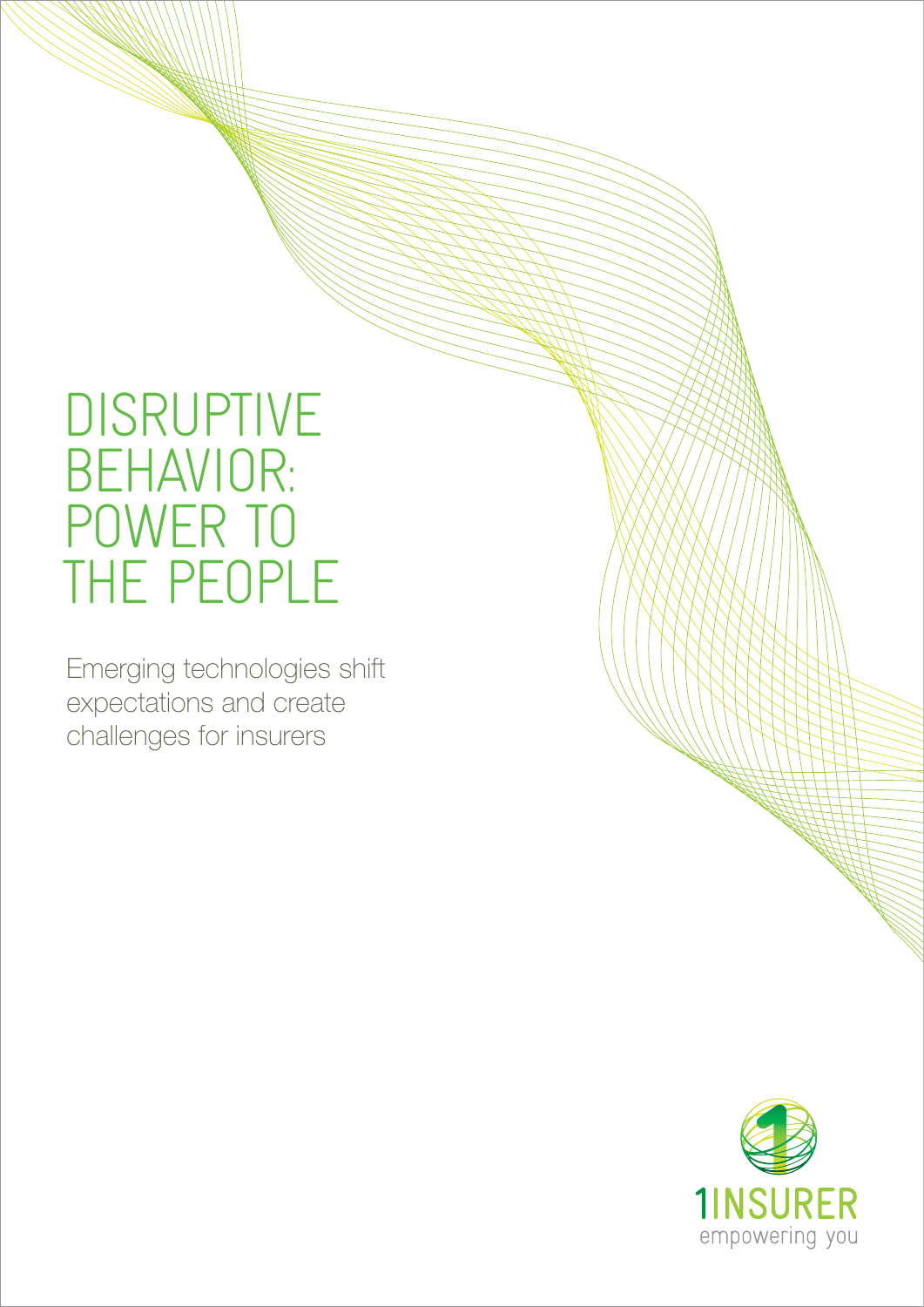# DISRUPTIVE BEHAVIOR: POWER TO THE PEOPLE

Emerging technologies shift expectations and create challenges for insurers

1INSURER
empowering you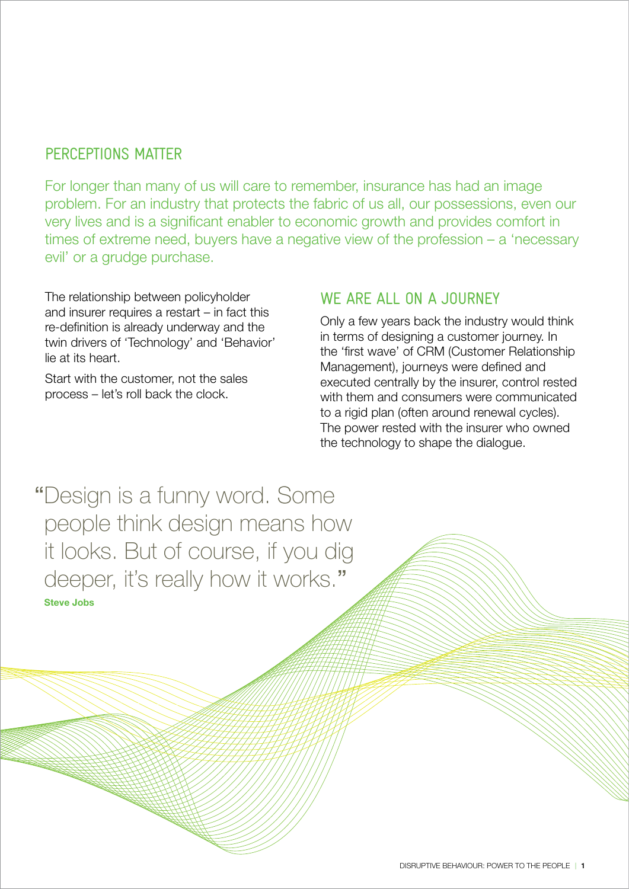## PERCEPTIONS MATTER

For longer than many of us will care to remember, insurance has had an image problem. For an industry that protects the fabric of us all, our possessions, even our very lives and is a significant enabler to economic growth and provides comfort in times of extreme need, buyers have a negative view of the profession – a 'necessary evil' or a grudge purchase.

The relationship between policyholder and insurer requires a restart – in fact this re-definition is already underway and the twin drivers of 'Technology' and 'Behavior' lie at its heart.

Start with the customer, not the sales process – let's roll back the clock.

## WE ARE ALL ON A JOURNEY

Only a few years back the industry would think in terms of designing a customer journey. In the 'first wave' of CRM (Customer Relationship Management), journeys were defined and executed centrally by the insurer, control rested with them and consumers were communicated to a rigid plan (often around renewal cycles). The power rested with the insurer who owned the technology to shape the dialogue.

> "Design is a funny word. Some people think design means how it looks. But of course, if you dig deeper, it's really how it works."
>
> **Steve Jobs**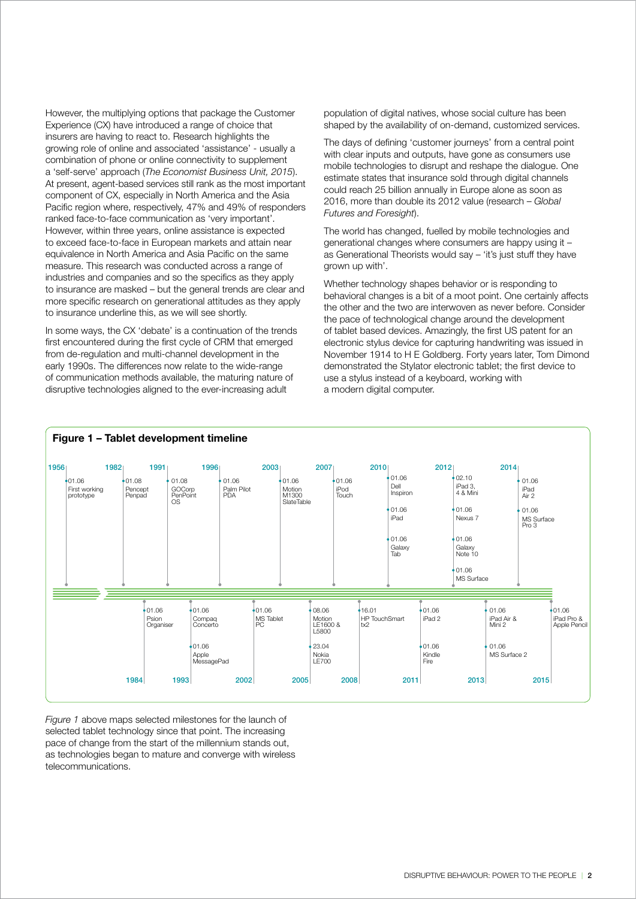However, the multiplying options that package the Customer Experience (CX) have introduced a range of choice that insurers are having to react to. Research highlights the growing role of online and associated 'assistance' - usually a combination of phone or online connectivity to supplement a 'self-serve' approach (*The Economist Business Unit, 2015*). At present, agent-based services still rank as the most important component of CX, especially in North America and the Asia Pacific region where, respectively, 47% and 49% of responders ranked face-to-face communication as 'very important'. However, within three years, online assistance is expected to exceed face-to-face in European markets and attain near equivalence in North America and Asia Pacific on the same measure. This research was conducted across a range of industries and companies and so the specifics as they apply to insurance are masked – but the general trends are clear and more specific research on generational attitudes as they apply to insurance underline this, as we will see shortly.

In some ways, the CX 'debate' is a continuation of the trends first encountered during the first cycle of CRM that emerged from de-regulation and multi-channel development in the early 1990s. The differences now relate to the wide-range of communication methods available, the maturing nature of disruptive technologies aligned to the ever-increasing adult population of digital natives, whose social culture has been shaped by the availability of on-demand, customized services.

The days of defining 'customer journeys' from a central point with clear inputs and outputs, have gone as consumers use mobile technologies to disrupt and reshape the dialogue. One estimate states that insurance sold through digital channels could reach 25 billion annually in Europe alone as soon as 2016, more than double its 2012 value (research – *Global Futures and Foresight*).

The world has changed, fuelled by mobile technologies and generational changes where consumers are happy using it – as Generational Theorists would say – 'it's just stuff they have grown up with'.

Whether technology shapes behavior or is responding to behavioral changes is a bit of a moot point. One certainly affects the other and the two are interwoven as never before. Consider the pace of technological change around the development of tablet based devices. Amazingly, the first US patent for an electronic stylus device for capturing handwriting was issued in November 1914 to H E Goldberg. Forty years later, Tom Dimond demonstrated the Stylator electronic tablet; the first device to use a stylus instead of a keyboard, working with a modern digital computer.

**Figure 1 – Tablet development timeline**

| Year | Date | Milestone |
|---|---|---|
| 1956 | 01.06 | First working prototype |
| 1982 | 01.08 | Pencept Penpad |
| 1984 | 01.06 | Psion Organiser |
| 1991 | 01.08 | GOCorp PenPoint OS |
| 1993 | 01.06 | Compaq Concerto |
| 1993 | 01.06 | Apple MessagePad |
| 1996 | 01.06 | Palm Pilot PDA |
| 2002 | 01.06 | MS Tablet PC |
| 2003 | 01.06 | Motion M1300 SlateTable |
| 2005 | 08.06 | Motion LE1600 & L5800 |
| 2005 | 23.04 | Nokia LE700 |
| 2007 | 01.06 | iPod Touch |
| 2008 | 16.01 | HP TouchSmart tx2 |
| 2010 | 01.06 | Dell Inspiron |
| 2010 | 01.06 | iPad |
| 2010 | 01.06 | Galaxy Tab |
| 2011 | 01.06 | iPad 2 |
| 2011 | 01.06 | Kindle Fire |
| 2012 | 02.10 | iPad 3, 4 & Mini |
| 2012 | 01.06 | Nexus 7 |
| 2012 | 01.06 | Galaxy Note 10 |
| 2012 | 01.06 | MS Surface |
| 2013 | 01.06 | iPad Air & Mini 2 |
| 2013 | 01.06 | MS Surface 2 |
| 2014 | 01.06 | iPad Air 2 |
| 2014 | 01.06 | MS Surface Pro 3 |
| 2015 | 01.06 | iPad Pro & Apple Pencil |

*Figure 1* above maps selected milestones for the launch of selected tablet technology since that point. The increasing pace of change from the start of the millennium stands out, as technologies began to mature and converge with wireless telecommunications.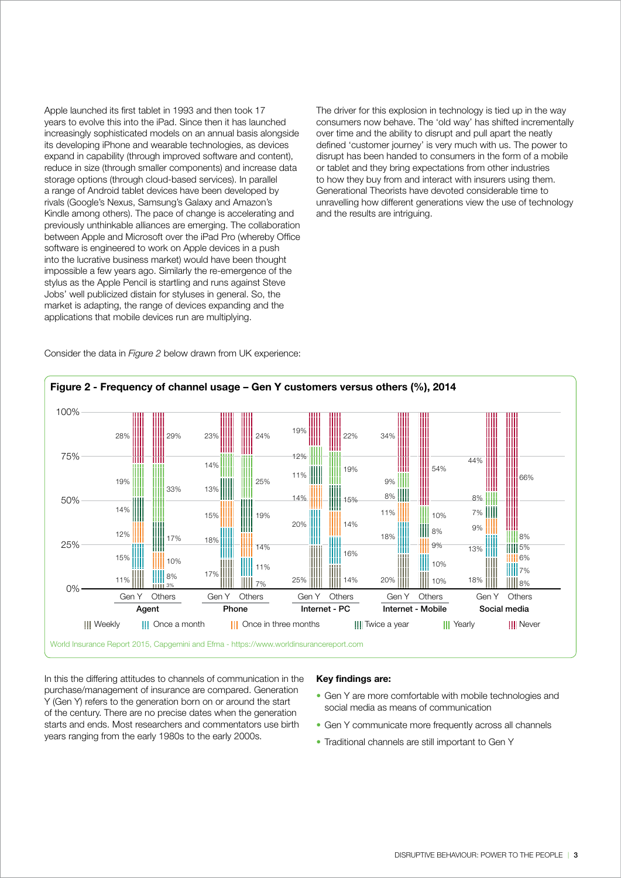Apple launched its first tablet in 1993 and then took 17 years to evolve this into the iPad. Since then it has launched increasingly sophisticated models on an annual basis alongside its developing iPhone and wearable technologies, as devices expand in capability (through improved software and content), reduce in size (through smaller components) and increase data storage options (through cloud-based services). In parallel a range of Android tablet devices have been developed by rivals (Google's Nexus, Samsung's Galaxy and Amazon's Kindle among others). The pace of change is accelerating and previously unthinkable alliances are emerging. The collaboration between Apple and Microsoft over the iPad Pro (whereby Office software is engineered to work on Apple devices in a push into the lucrative business market) would have been thought impossible a few years ago. Similarly the re-emergence of the stylus as the Apple Pencil is startling and runs against Steve Jobs' well publicized distain for styluses in general. So, the market is adapting, the range of devices expanding and the applications that mobile devices run are multiplying.

The driver for this explosion in technology is tied up in the way consumers now behave. The 'old way' has shifted incrementally over time and the ability to disrupt and pull apart the neatly defined 'customer journey' is very much with us. The power to disrupt has been handed to consumers in the form of a mobile or tablet and they bring expectations from other industries to how they buy from and interact with insurers using them. Generational Theorists have devoted considerable time to unravelling how different generations view the use of technology and the results are intriguing.

Consider the data in *Figure 2* below drawn from UK experience:

**Figure 2 - Frequency of channel usage – Gen Y customers versus others (%), 2014**

| Channel | Group | Weekly | Once a month | Once in three months | Twice a year | Yearly | Never |
|---|---|---|---|---|---|---|---|
| Agent | Gen Y | 11% | 15% | 12% | 14% | 19% | 28% |
| Agent | Others | 3% | 8% | 10% | 17% | 33% | 29% |
| Phone | Gen Y | 17% | 18% | 15% | 13% | 14% | 23% |
| Phone | Others | 7% | 11% | 14% | 19% | 25% | 24% |
| Internet - PC | Gen Y | 25% | 20% | 14% | 11% | 12% | 19% |
| Internet - PC | Others | 14% | 16% | 14% | 15% | 19% | 22% |
| Internet - Mobile | Gen Y | 20% | 18% | 11% | 8% | 9% | 34% |
| Internet - Mobile | Others | 10% | 10% | 9% | 8% | 10% | 54% |
| Social media | Gen Y | 18% | 13% | 9% | 7% | 8% | 44% |
| Social media | Others | 8% | 7% | 6% | 5% | 8% | 66% |

World Insurance Report 2015, Capgemini and Efma - https://www.worldinsurancereport.com

In this the differing attitudes to channels of communication in the purchase/management of insurance are compared. Generation Y (Gen Y) refers to the generation born on or around the start of the century. There are no precise dates when the generation starts and ends. Most researchers and commentators use birth years ranging from the early 1980s to the early 2000s.

**Key findings are:**

- Gen Y are more comfortable with mobile technologies and social media as means of communication
- Gen Y communicate more frequently across all channels
- Traditional channels are still important to Gen Y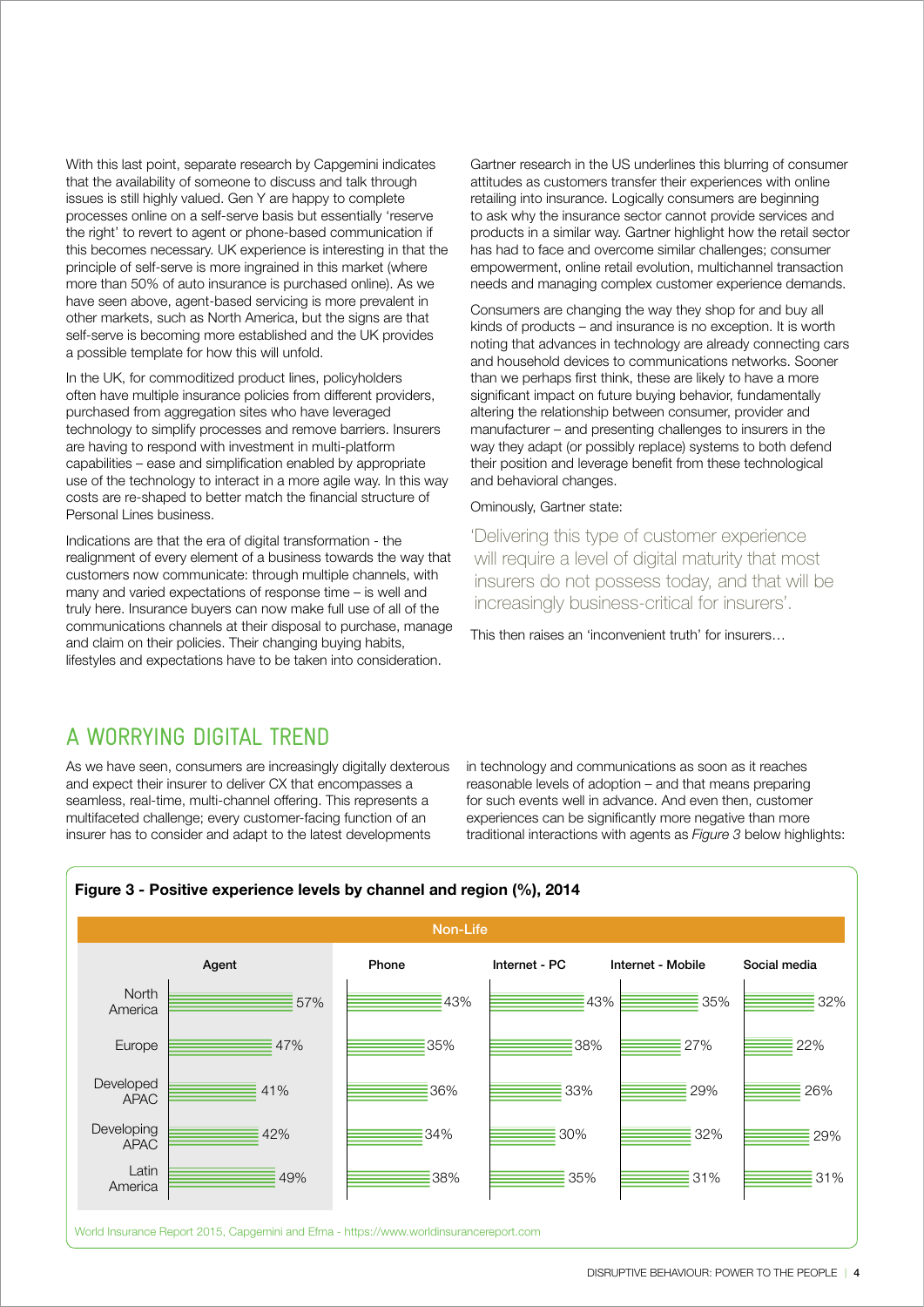With this last point, separate research by Capgemini indicates that the availability of someone to discuss and talk through issues is still highly valued. Gen Y are happy to complete processes online on a self-serve basis but essentially 'reserve the right' to revert to agent or phone-based communication if this becomes necessary. UK experience is interesting in that the principle of self-serve is more ingrained in this market (where more than 50% of auto insurance is purchased online). As we have seen above, agent-based servicing is more prevalent in other markets, such as North America, but the signs are that self-serve is becoming more established and the UK provides a possible template for how this will unfold.

In the UK, for commoditized product lines, policyholders often have multiple insurance policies from different providers, purchased from aggregation sites who have leveraged technology to simplify processes and remove barriers. Insurers are having to respond with investment in multi-platform capabilities – ease and simplification enabled by appropriate use of the technology to interact in a more agile way. In this way costs are re-shaped to better match the financial structure of Personal Lines business.

Indications are that the era of digital transformation - the realignment of every element of a business towards the way that customers now communicate: through multiple channels, with many and varied expectations of response time – is well and truly here. Insurance buyers can now make full use of all of the communications channels at their disposal to purchase, manage and claim on their policies. Their changing buying habits, lifestyles and expectations have to be taken into consideration.

Gartner research in the US underlines this blurring of consumer attitudes as customers transfer their experiences with online retailing into insurance. Logically consumers are beginning to ask why the insurance sector cannot provide services and products in a similar way. Gartner highlight how the retail sector has had to face and overcome similar challenges; consumer empowerment, online retail evolution, multichannel transaction needs and managing complex customer experience demands.

Consumers are changing the way they shop for and buy all kinds of products – and insurance is no exception. It is worth noting that advances in technology are already connecting cars and household devices to communications networks. Sooner than we perhaps first think, these are likely to have a more significant impact on future buying behavior, fundamentally altering the relationship between consumer, provider and manufacturer – and presenting challenges to insurers in the way they adapt (or possibly replace) systems to both defend their position and leverage benefit from these technological and behavioral changes.

Ominously, Gartner state:

> 'Delivering this type of customer experience will require a level of digital maturity that most insurers do not possess today, and that will be increasingly business-critical for insurers'.

This then raises an 'inconvenient truth' for insurers…

## A WORRYING DIGITAL TREND

As we have seen, consumers are increasingly digitally dexterous and expect their insurer to deliver CX that encompasses a seamless, real-time, multi-channel offering. This represents a multifaceted challenge; every customer-facing function of an insurer has to consider and adapt to the latest developments in technology and communications as soon as it reaches reasonable levels of adoption – and that means preparing for such events well in advance. And even then, customer experiences can be significantly more negative than more traditional interactions with agents as *Figure 3* below highlights:

**Figure 3 - Positive experience levels by channel and region (%), 2014**

Non-Life

| | Agent | Phone | Internet - PC | Internet - Mobile | Social media |
|---|---|---|---|---|---|
| North America | 57% | 43% | 43% | 35% | 32% |
| Europe | 47% | 35% | 38% | 27% | 22% |
| Developed APAC | 41% | 36% | 33% | 29% | 26% |
| Developing APAC | 42% | 34% | 30% | 32% | 29% |
| Latin America | 49% | 38% | 35% | 31% | 31% |

World Insurance Report 2015, Capgemini and Efma - https://www.worldinsurancereport.com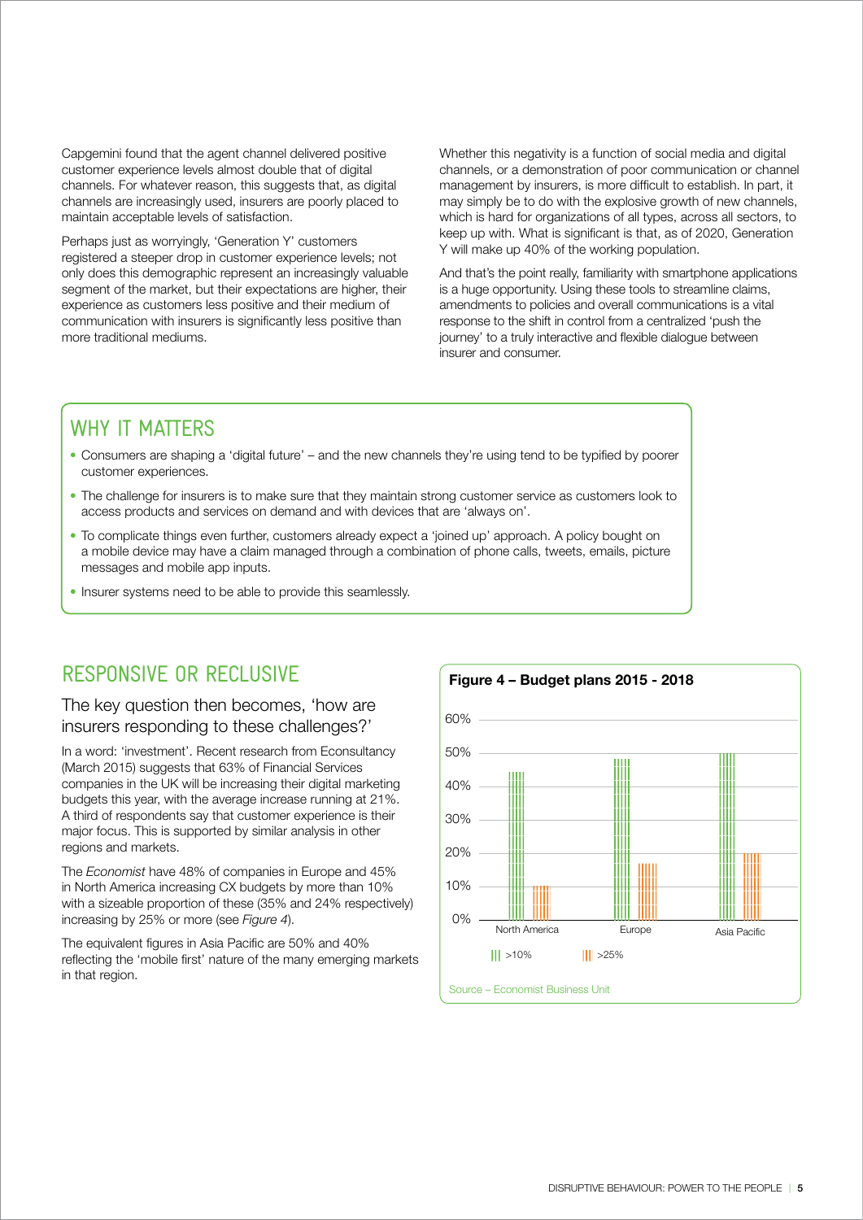Capgemini found that the agent channel delivered positive customer experience levels almost double that of digital channels. For whatever reason, this suggests that, as digital channels are increasingly used, insurers are poorly placed to maintain acceptable levels of satisfaction.

Perhaps just as worryingly, 'Generation Y' customers registered a steeper drop in customer experience levels; not only does this demographic represent an increasingly valuable segment of the market, but their expectations are higher, their experience as customers less positive and their medium of communication with insurers is significantly less positive than more traditional mediums.

Whether this negativity is a function of social media and digital channels, or a demonstration of poor communication or channel management by insurers, is more difficult to establish. In part, it may simply be to do with the explosive growth of new channels, which is hard for organizations of all types, across all sectors, to keep up with. What is significant is that, as of 2020, Generation Y will make up 40% of the working population.

And that's the point really, familiarity with smartphone applications is a huge opportunity. Using these tools to streamline claims, amendments to policies and overall communications is a vital response to the shift in control from a centralized 'push the journey' to a truly interactive and flexible dialogue between insurer and consumer.

## WHY IT MATTERS

- Consumers are shaping a 'digital future' – and the new channels they're using tend to be typified by poorer customer experiences.
- The challenge for insurers is to make sure that they maintain strong customer service as customers look to access products and services on demand and with devices that are 'always on'.
- To complicate things even further, customers already expect a 'joined up' approach. A policy bought on a mobile device may have a claim managed through a combination of phone calls, tweets, emails, picture messages and mobile app inputs.
- Insurer systems need to be able to provide this seamlessly.

## RESPONSIVE OR RECLUSIVE

### The key question then becomes, 'how are insurers responding to these challenges?'

In a word: 'investment'. Recent research from Econsultancy (March 2015) suggests that 63% of Financial Services companies in the UK will be increasing their digital marketing budgets this year, with the average increase running at 21%. A third of respondents say that customer experience is their major focus. This is supported by similar analysis in other regions and markets.

The *Economist* have 48% of companies in Europe and 45% in North America increasing CX budgets by more than 10% with a sizeable proportion of these (35% and 24% respectively) increasing by 25% or more (see *Figure 4*).

The equivalent figures in Asia Pacific are 50% and 40% reflecting the 'mobile first' nature of the many emerging markets in that region.

**Figure 4 – Budget plans 2015 - 2018**

| | >10% | >25% |
|---|---|---|
| North America | 45% | 11% |
| Europe | 48% | 17% |
| Asia Pacific | 50% | 20% |

Source – Economist Business Unit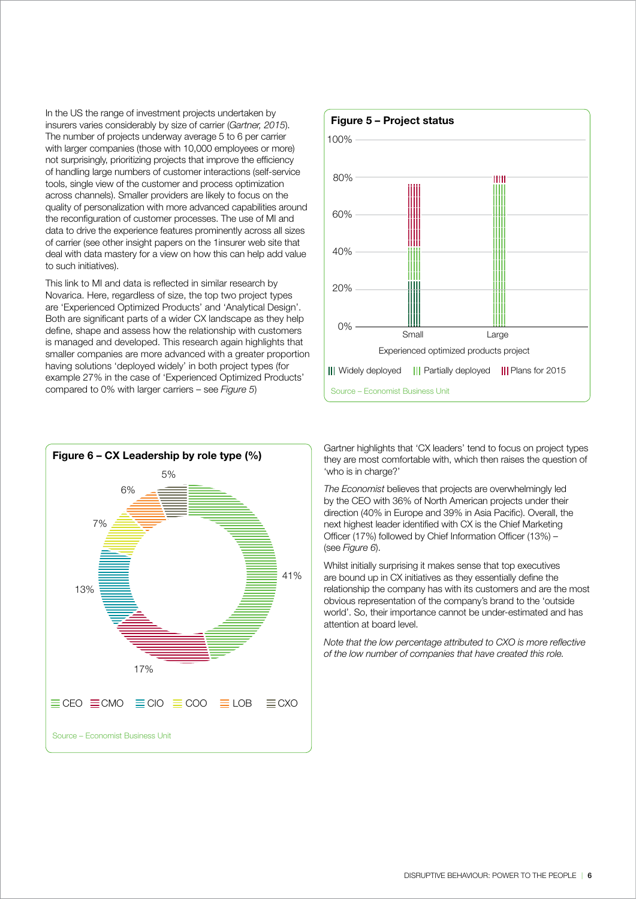In the US the range of investment projects undertaken by insurers varies considerably by size of carrier (*Gartner, 2015*). The number of projects underway average 5 to 6 per carrier with larger companies (those with 10,000 employees or more) not surprisingly, prioritizing projects that improve the efficiency of handling large numbers of customer interactions (self-service tools, single view of the customer and process optimization across channels). Smaller providers are likely to focus on the quality of personalization with more advanced capabilities around the reconfiguration of customer processes. The use of MI and data to drive the experience features prominently across all sizes of carrier (see other insight papers on the 1insurer web site that deal with data mastery for a view on how this can help add value to such initiatives).

This link to MI and data is reflected in similar research by Novarica. Here, regardless of size, the top two project types are 'Experienced Optimized Products' and 'Analytical Design'. Both are significant parts of a wider CX landscape as they help define, shape and assess how the relationship with customers is managed and developed. This research again highlights that smaller companies are more advanced with a greater proportion having solutions 'deployed widely' in both project types (for example 27% in the case of 'Experienced Optimized Products' compared to 0% with larger carriers – see *Figure 5*)

**Figure 5 – Project status**

Experienced optimized products project

Widely deployed | Partially deployed | Plans for 2015

Source – Economist Business Unit

**Figure 6 – CX Leadership by role type (%)**

CEO 41% | CMO 17% | CIO 13% | COO 7% | LOB 6% | CXO 5%

Source – Economist Business Unit

Gartner highlights that 'CX leaders' tend to focus on project types they are most comfortable with, which then raises the question of 'who is in charge?'

*The Economist* believes that projects are overwhelmingly led by the CEO with 36% of North American projects under their direction (40% in Europe and 39% in Asia Pacific). Overall, the next highest leader identified with CX is the Chief Marketing Officer (17%) followed by Chief Information Officer (13%) – (see *Figure 6*).

Whilst initially surprising it makes sense that top executives are bound up in CX initiatives as they essentially define the relationship the company has with its customers and are the most obvious representation of the company's brand to the 'outside world'. So, their importance cannot be under-estimated and has attention at board level.

*Note that the low percentage attributed to CXO is more reflective of the low number of companies that have created this role.*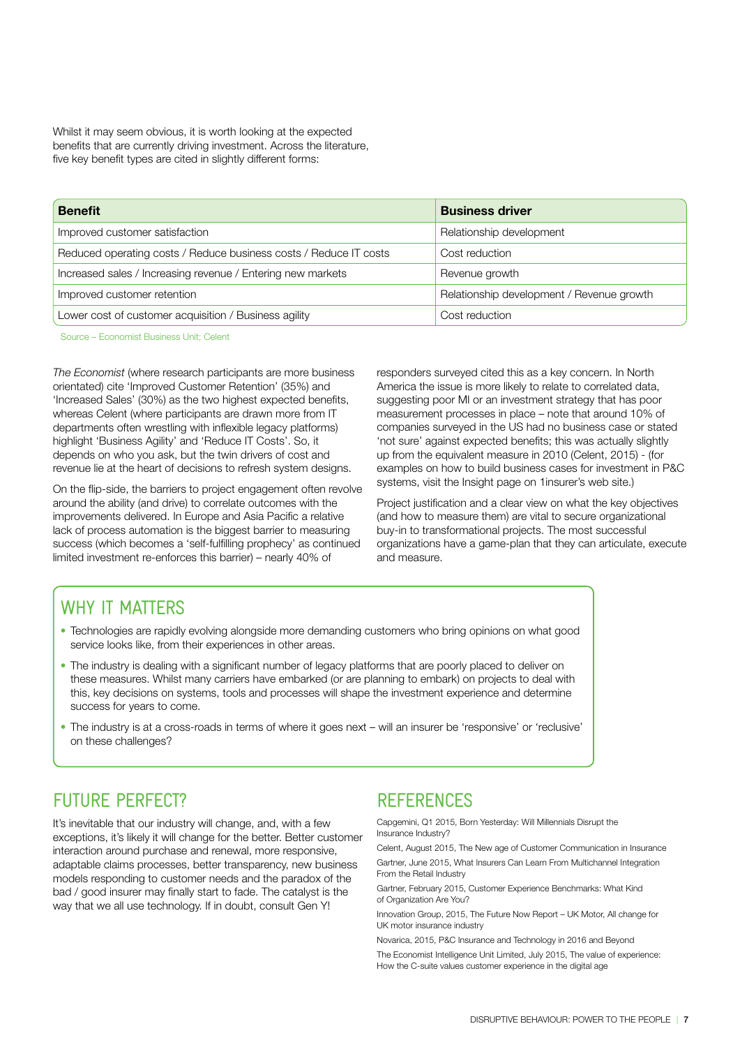Whilst it may seem obvious, it is worth looking at the expected benefits that are currently driving investment. Across the literature, five key benefit types are cited in slightly different forms:

| Benefit | Business driver |
| --- | --- |
| Improved customer satisfaction | Relationship development |
| Reduced operating costs / Reduce business costs / Reduce IT costs | Cost reduction |
| Increased sales / Increasing revenue / Entering new markets | Revenue growth |
| Improved customer retention | Relationship development / Revenue growth |
| Lower cost of customer acquisition / Business agility | Cost reduction |

Source – Economist Business Unit; Celent

*The Economist* (where research participants are more business orientated) cite 'Improved Customer Retention' (35%) and 'Increased Sales' (30%) as the two highest expected benefits, whereas Celent (where participants are drawn more from IT departments often wrestling with inflexible legacy platforms) highlight 'Business Agility' and 'Reduce IT Costs'. So, it depends on who you ask, but the twin drivers of cost and revenue lie at the heart of decisions to refresh system designs.

On the flip-side, the barriers to project engagement often revolve around the ability (and drive) to correlate outcomes with the improvements delivered. In Europe and Asia Pacific a relative lack of process automation is the biggest barrier to measuring success (which becomes a 'self-fulfilling prophecy' as continued limited investment re-enforces this barrier) – nearly 40% of responders surveyed cited this as a key concern. In North America the issue is more likely to relate to correlated data, suggesting poor MI or an investment strategy that has poor measurement processes in place – note that around 10% of companies surveyed in the US had no business case or stated 'not sure' against expected benefits; this was actually slightly up from the equivalent measure in 2010 (Celent, 2015) - (for examples on how to build business cases for investment in P&C systems, visit the Insight page on 1insurer's web site.)

Project justification and a clear view on what the key objectives (and how to measure them) are vital to secure organizational buy-in to transformational projects. The most successful organizations have a game-plan that they can articulate, execute and measure.

## WHY IT MATTERS

- Technologies are rapidly evolving alongside more demanding customers who bring opinions on what good service looks like, from their experiences in other areas.
- The industry is dealing with a significant number of legacy platforms that are poorly placed to deliver on these measures. Whilst many carriers have embarked (or are planning to embark) on projects to deal with this, key decisions on systems, tools and processes will shape the investment experience and determine success for years to come.
- The industry is at a cross-roads in terms of where it goes next – will an insurer be 'responsive' or 'reclusive' on these challenges?

## FUTURE PERFECT?

It's inevitable that our industry will change, and, with a few exceptions, it's likely it will change for the better. Better customer interaction around purchase and renewal, more responsive, adaptable claims processes, better transparency, new business models responding to customer needs and the paradox of the bad / good insurer may finally start to fade. The catalyst is the way that we all use technology. If in doubt, consult Gen Y!

## REFERENCES

Capgemini, Q1 2015, Born Yesterday: Will Millennials Disrupt the Insurance Industry?

Celent, August 2015, The New age of Customer Communication in Insurance

Gartner, June 2015, What Insurers Can Learn From Multichannel Integration From the Retail Industry

Gartner, February 2015, Customer Experience Benchmarks: What Kind of Organization Are You?

Innovation Group, 2015, The Future Now Report – UK Motor, All change for UK motor insurance industry

Novarica, 2015, P&C Insurance and Technology in 2016 and Beyond

The Economist Intelligence Unit Limited, July 2015, The value of experience: How the C-suite values customer experience in the digital age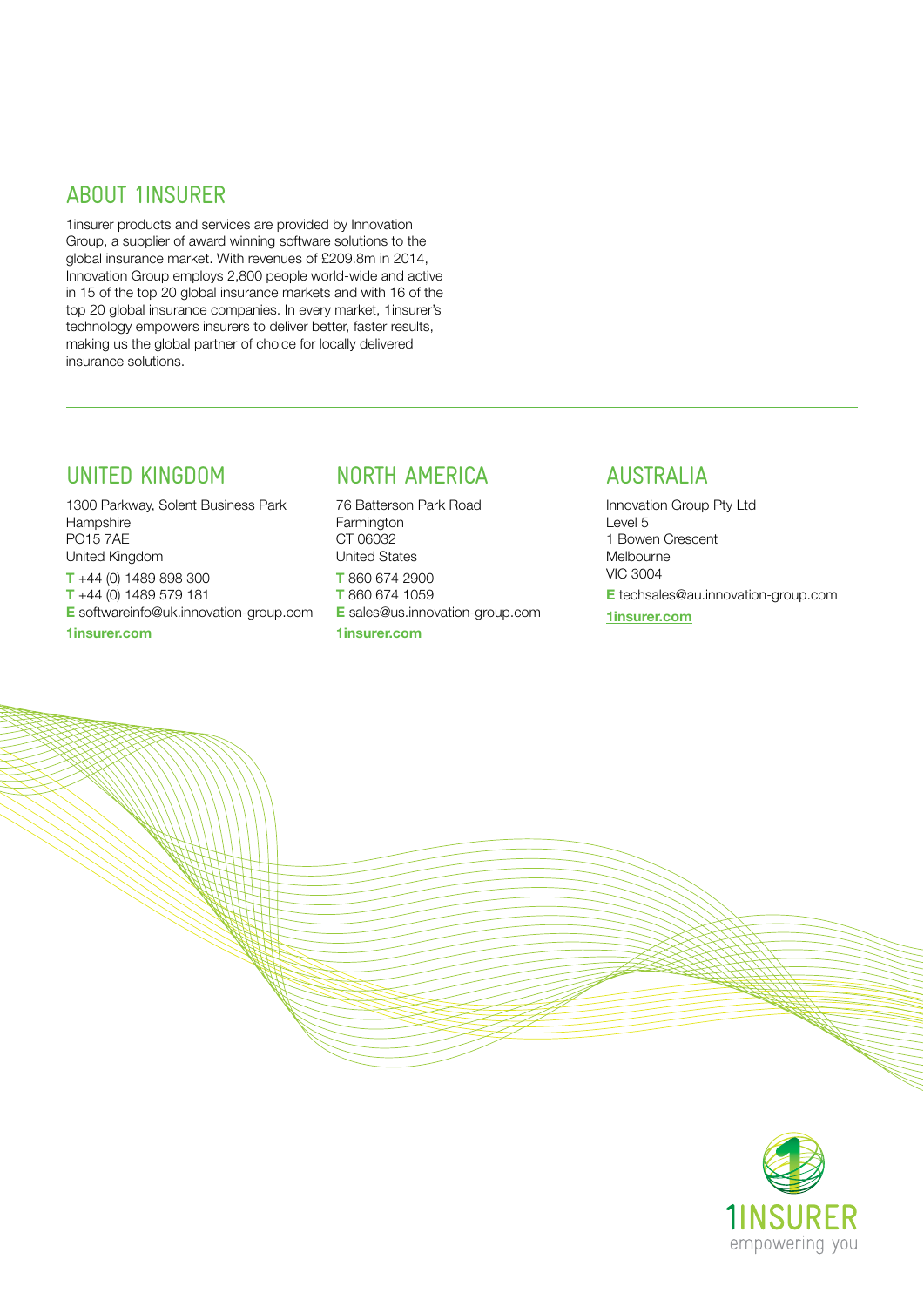## ABOUT 1INSURER

1insurer products and services are provided by Innovation Group, a supplier of award winning software solutions to the global insurance market. With revenues of £209.8m in 2014, Innovation Group employs 2,800 people world-wide and active in 15 of the top 20 global insurance markets and with 16 of the top 20 global insurance companies. In every market, 1insurer's technology empowers insurers to deliver better, faster results, making us the global partner of choice for locally delivered insurance solutions.

---

## UNITED KINGDOM

1300 Parkway, Solent Business Park
Hampshire
PO15 7AE
United Kingdom

**T** +44 (0) 1489 898 300
**T** +44 (0) 1489 579 181
**E** softwareinfo@uk.innovation-group.com

**1insurer.com**

## NORTH AMERICA

76 Batterson Park Road
Farmington
CT 06032
United States

**T** 860 674 2900
**T** 860 674 1059
**E** sales@us.innovation-group.com

**1insurer.com**

## AUSTRALIA

Innovation Group Pty Ltd
Level 5
1 Bowen Crescent
Melbourne
VIC 3004

**E** techsales@au.innovation-group.com

**1insurer.com**

1INSURER
empowering you